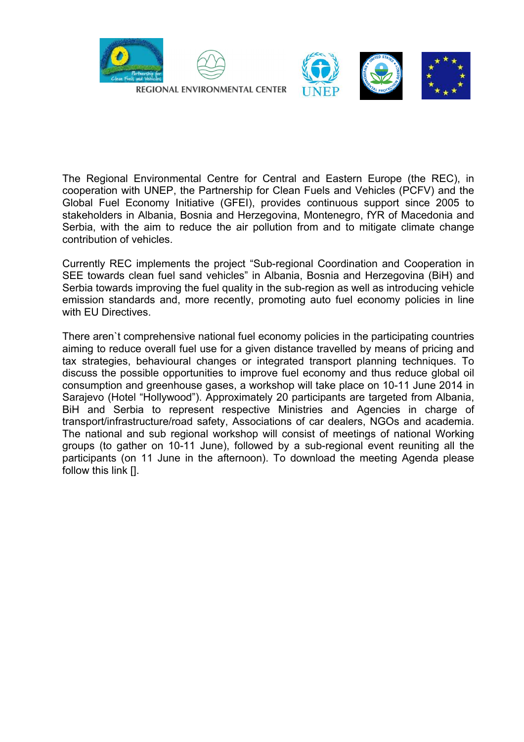REGIONAL ENVIRONMENTAL CENTER

The Regional Environmental Centre for Central and Eastern Europe (the REC), in cooperation with UNEP, the Partnership for Clean Fuels and Vehicles (PCFV) and the Global Fuel Economy Initiative (GFEI), provides continuous support since 2005 to stakeholders in Albania, Bosnia and Herzegovina, Montenegro, fYR of Macedonia and Serbia, with the aim to reduce the air pollution from and to mitigate climate change contribution of vehicles.

Currently REC implements the project “Sub-regional Coordination and Cooperation in SEE towards clean fuel sand vehicles” in Albania, Bosnia and Herzegovina (BiH) and Serbia towards improving the fuel quality in the sub-region as well as introducing vehicle emission standards and, more recently, promoting auto fuel economy policies in line with EU Directives.

There aren`t comprehensive national fuel economy policies in the participating countries aiming to reduce overall fuel use for a given distance travelled by means of pricing and tax strategies, behavioural changes or integrated transport planning techniques. To discuss the possible opportunities to improve fuel economy and thus reduce global oil consumption and greenhouse gases, a workshop will take place on 10-11 June 2014 in Sarajevo (Hotel “Hollywood”). Approximately 20 participants are targeted from Albania, BiH and Serbia to represent respective Ministries and Agencies in charge of transport/infrastructure/road safety, Associations of car dealers, NGOs and academia. The national and sub regional workshop will consist of meetings of national Working groups (to gather on 10-11 June), followed by a sub-regional event reuniting all the participants (on 11 June in the afternoon). To download the meeting Agenda please follow this link [].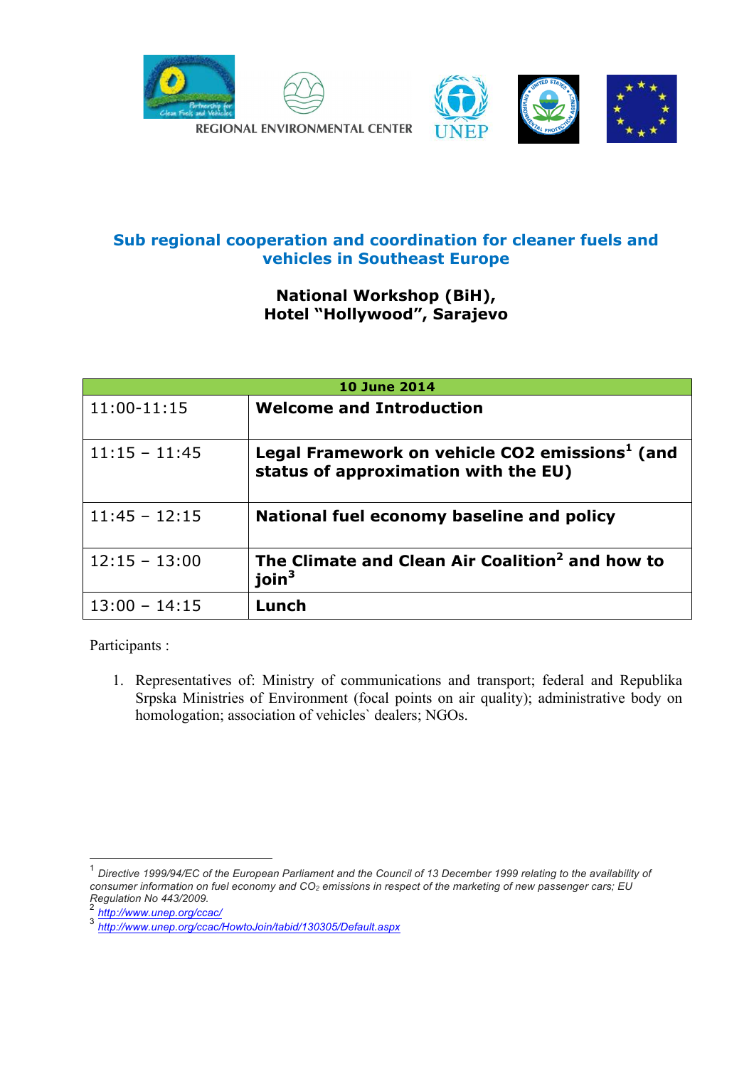REGIONAL ENVIRONMENTAL CENTER

UNEP

## Sub regional cooperation and coordination for cleaner fuels and vehicles in Southeast Europe

### National Workshop (BiH), Hotel "Hollywood", Sarajevo

| 10 June 2014 | |
|---|---|
| 11:00-11:15 | **Welcome and Introduction** |
| 11:15 – 11:45 | **Legal Framework on vehicle CO2 emissions[1] (and status of approximation with the EU)** |
| 11:45 – 12:15 | **National fuel economy baseline and policy** |
| 12:15 – 13:00 | **The Climate and Clean Air Coalition[2] and how to join[3]** |
| 13:00 – 14:15 | **Lunch** |

Participants :

1. Representatives of: Ministry of communications and transport; federal and Republika Srpska Ministries of Environment (focal points on air quality); administrative body on homologation; association of vehicles` dealers; NGOs.

---

[1] *Directive 1999/94/EC of the European Parliament and the Council of 13 December 1999 relating to the availability of consumer information on fuel economy and $CO_2$ emissions in respect of the marketing of new passenger cars; EU Regulation No 443/2009.*

[2] *http://www.unep.org/ccac/*

[3] *http://www.unep.org/ccac/HowtoJoin/tabid/130305/Default.aspx*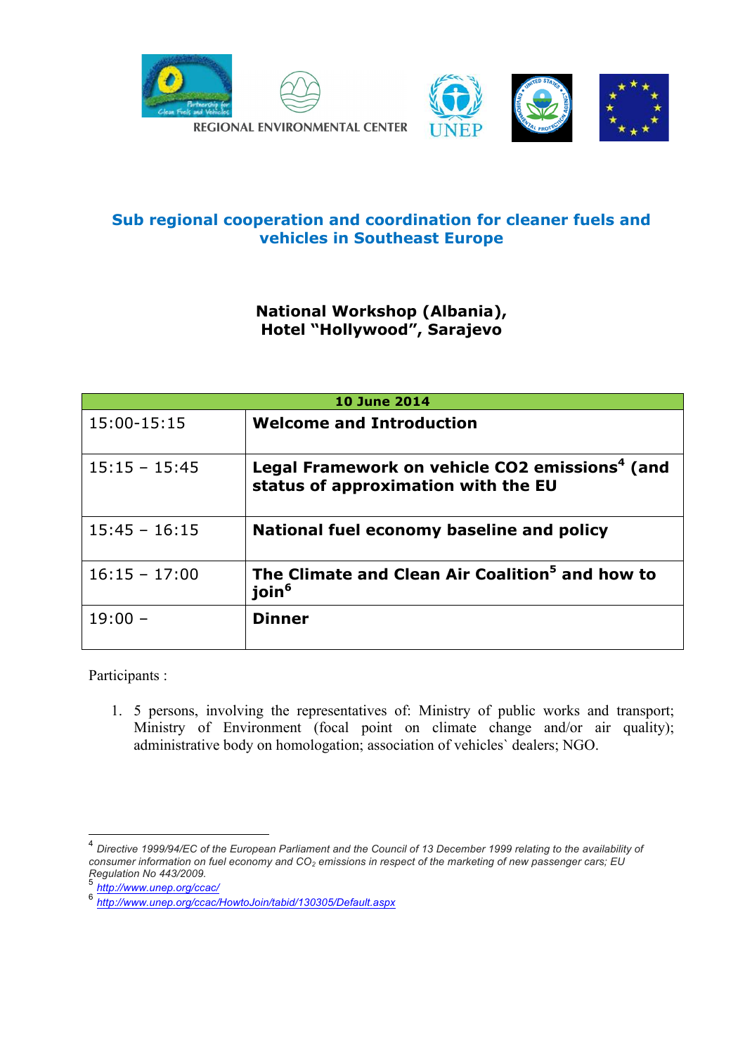REGIONAL ENVIRONMENTAL CENTER

UNEP

## Sub regional cooperation and coordination for cleaner fuels and vehicles in Southeast Europe

### National Workshop (Albania), Hotel "Hollywood", Sarajevo

| 10 June 2014 | |
|---|---|
| 15:00-15:15 | **Welcome and Introduction** |
| 15:15 – 15:45 | **Legal Framework on vehicle CO2 emissions[4] (and status of approximation with the EU** |
| 15:45 – 16:15 | **National fuel economy baseline and policy** |
| 16:15 – 17:00 | **The Climate and Clean Air Coalition[5] and how to join[6]** |
| 19:00 – | **Dinner** |

Participants :

1. 5 persons, involving the representatives of: Ministry of public works and transport; Ministry of Environment (focal point on climate change and/or air quality); administrative body on homologation; association of vehicles` dealers; NGO.

---

[4] *Directive 1999/94/EC of the European Parliament and the Council of 13 December 1999 relating to the availability of consumer information on fuel economy and $CO_2$ emissions in respect of the marketing of new passenger cars; EU Regulation No 443/2009.*

[5] http://www.unep.org/ccac/

[6] http://www.unep.org/ccac/HowtoJoin/tabid/130305/Default.aspx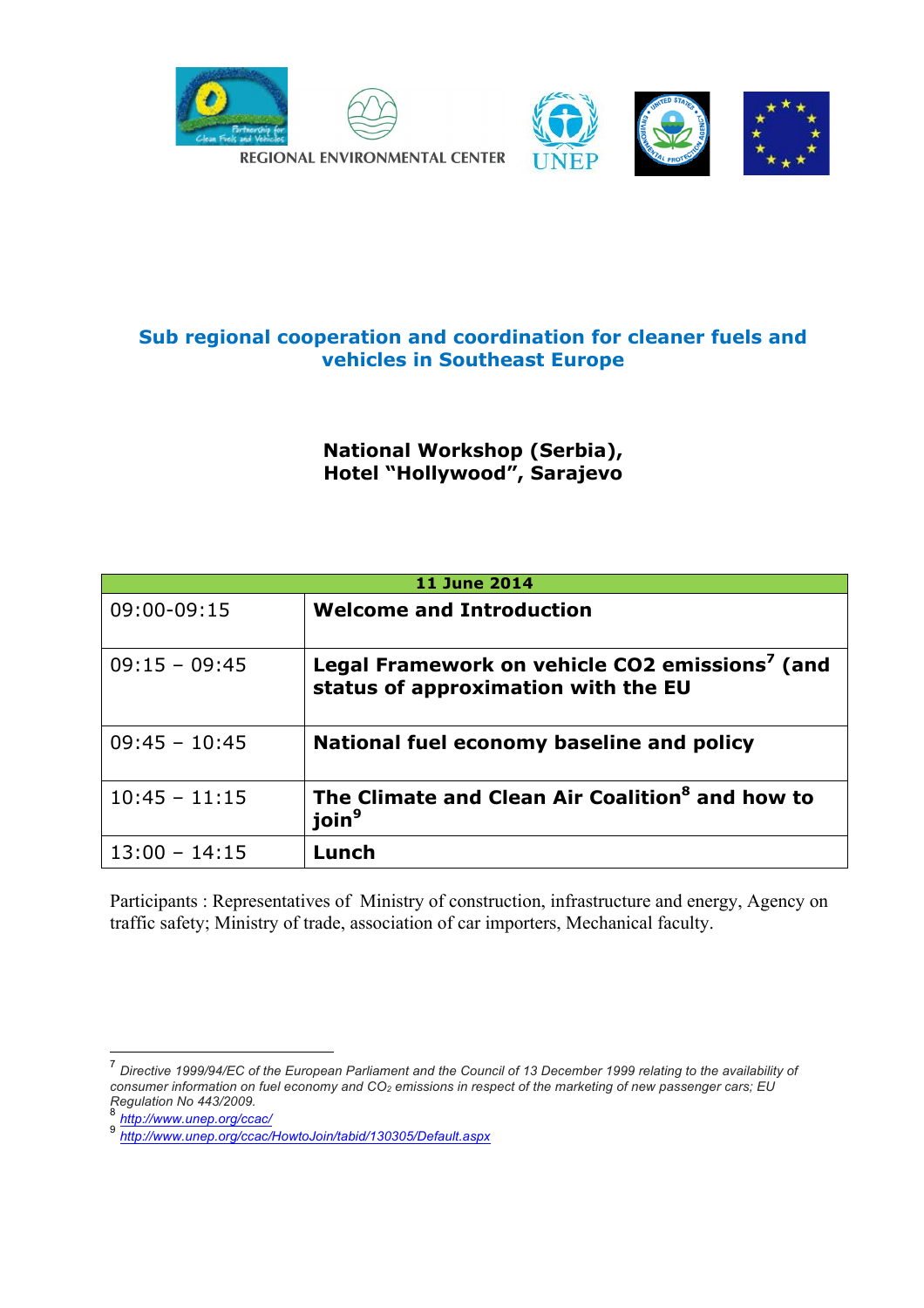REGIONAL ENVIRONMENTAL CENTER UNEP

## Sub regional cooperation and coordination for cleaner fuels and vehicles in Southeast Europe

### National Workshop (Serbia), Hotel "Hollywood", Sarajevo

| 11 June 2014 | |
|---|---|
| 09:00-09:15 | **Welcome and Introduction** |
| 09:15 – 09:45 | **Legal Framework on vehicle CO2 emissions[7] (and status of approximation with the EU** |
| 09:45 – 10:45 | **National fuel economy baseline and policy** |
| 10:45 – 11:15 | **The Climate and Clean Air Coalition[8] and how to join[9]** |
| 13:00 – 14:15 | **Lunch** |

Participants : Representatives of Ministry of construction, infrastructure and energy, Agency on traffic safety; Ministry of trade, association of car importers, Mechanical faculty.

---

[7] *Directive 1999/94/EC of the European Parliament and the Council of 13 December 1999 relating to the availability of consumer information on fuel economy and $CO_2$ emissions in respect of the marketing of new passenger cars; EU Regulation No 443/2009.*

[8] http://www.unep.org/ccac/

[9] http://www.unep.org/ccac/HowtoJoin/tabid/130305/Default.aspx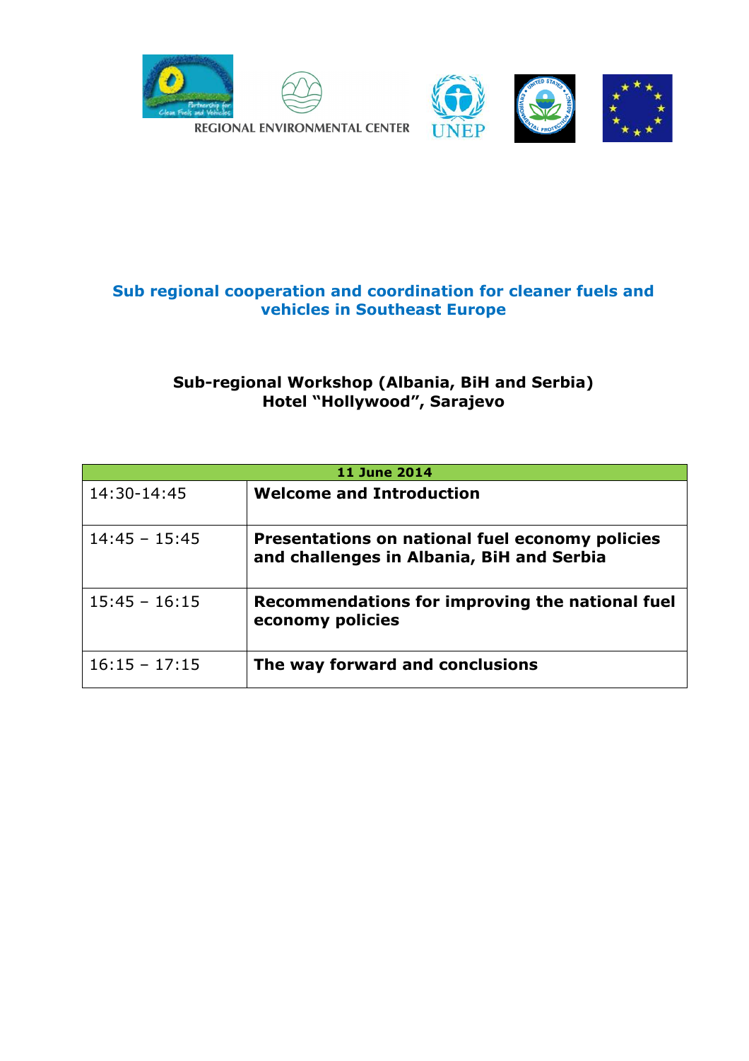REGIONAL ENVIRONMENTAL CENTER

## Sub regional cooperation and coordination for cleaner fuels and vehicles in Southeast Europe

### Sub-regional Workshop (Albania, BiH and Serbia)
### Hotel "Hollywood", Sarajevo

| 11 June 2014 | |
|---|---|
| 14:30-14:45 | **Welcome and Introduction** |
| 14:45 – 15:45 | **Presentations on national fuel economy policies and challenges in Albania, BiH and Serbia** |
| 15:45 – 16:15 | **Recommendations for improving the national fuel economy policies** |
| 16:15 – 17:15 | **The way forward and conclusions** |